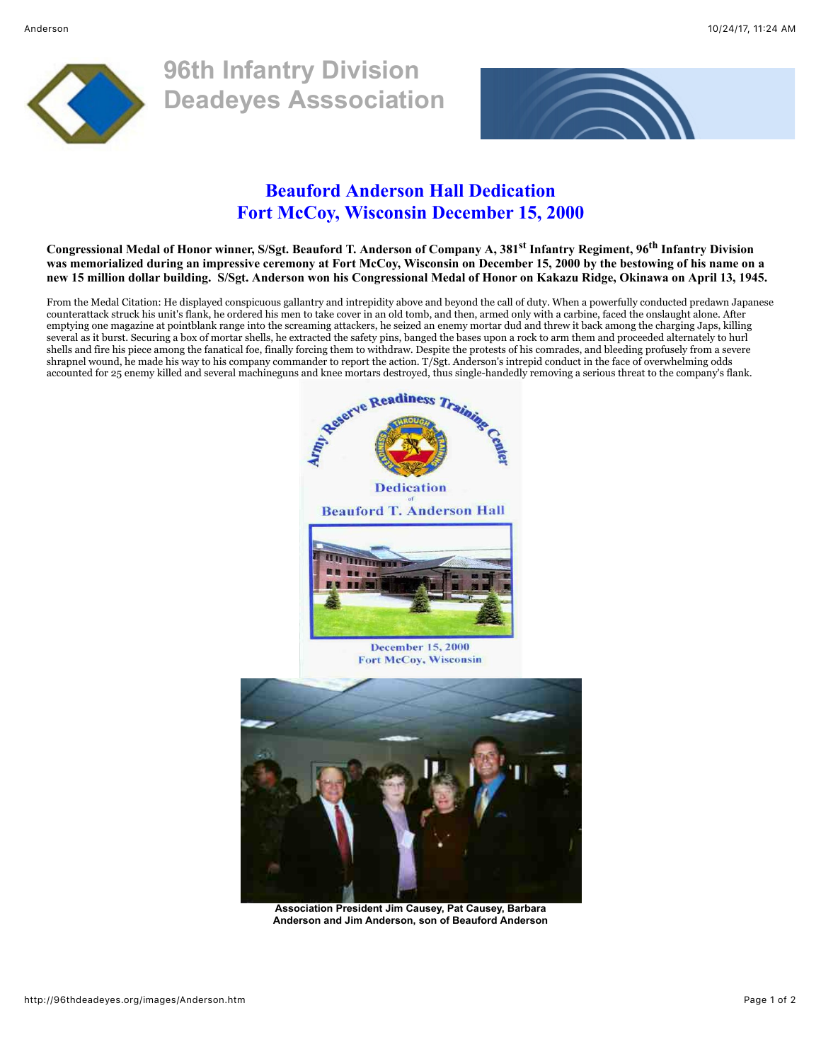# 96th Infantry Division Deadeyes Asssociation

## Beauford Anderson Hall Dedication
## Fort McCoy, Wisconsin December 15, 2000

**Congressional Medal of Honor winner, S/Sgt. Beauford T. Anderson of Company A, 381st Infantry Regiment, 96th Infantry Division was memorialized during an impressive ceremony at Fort McCoy, Wisconsin on December 15, 2000 by the bestowing of his name on a new 15 million dollar building. S/Sgt. Anderson won his Congressional Medal of Honor on Kakazu Ridge, Okinawa on April 13, 1945.**

From the Medal Citation: He displayed conspicuous gallantry and intrepidity above and beyond the call of duty. When a powerfully conducted predawn Japanese counterattack struck his unit's flank, he ordered his men to take cover in an old tomb, and then, armed only with a carbine, faced the onslaught alone. After emptying one magazine at pointblank range into the screaming attackers, he seized an enemy mortar dud and threw it back among the charging Japs, killing several as it burst. Securing a box of mortar shells, he extracted the safety pins, banged the bases upon a rock to arm them and proceeded alternately to hurl shells and fire his piece among the fanatical foe, finally forcing them to withdraw. Despite the protests of his comrades, and bleeding profusely from a severe shrapnel wound, he made his way to his company commander to report the action. T/Sgt. Anderson's intrepid conduct in the face of overwhelming odds accounted for 25 enemy killed and several machineguns and knee mortars destroyed, thus single-handedly removing a serious threat to the company's flank.

Army Reserve Readiness Training Center

Dedication of Beauford T. Anderson Hall

December 15, 2000
Fort McCoy, Wisconsin

**Association President Jim Causey, Pat Causey, Barbara Anderson and Jim Anderson, son of Beauford Anderson**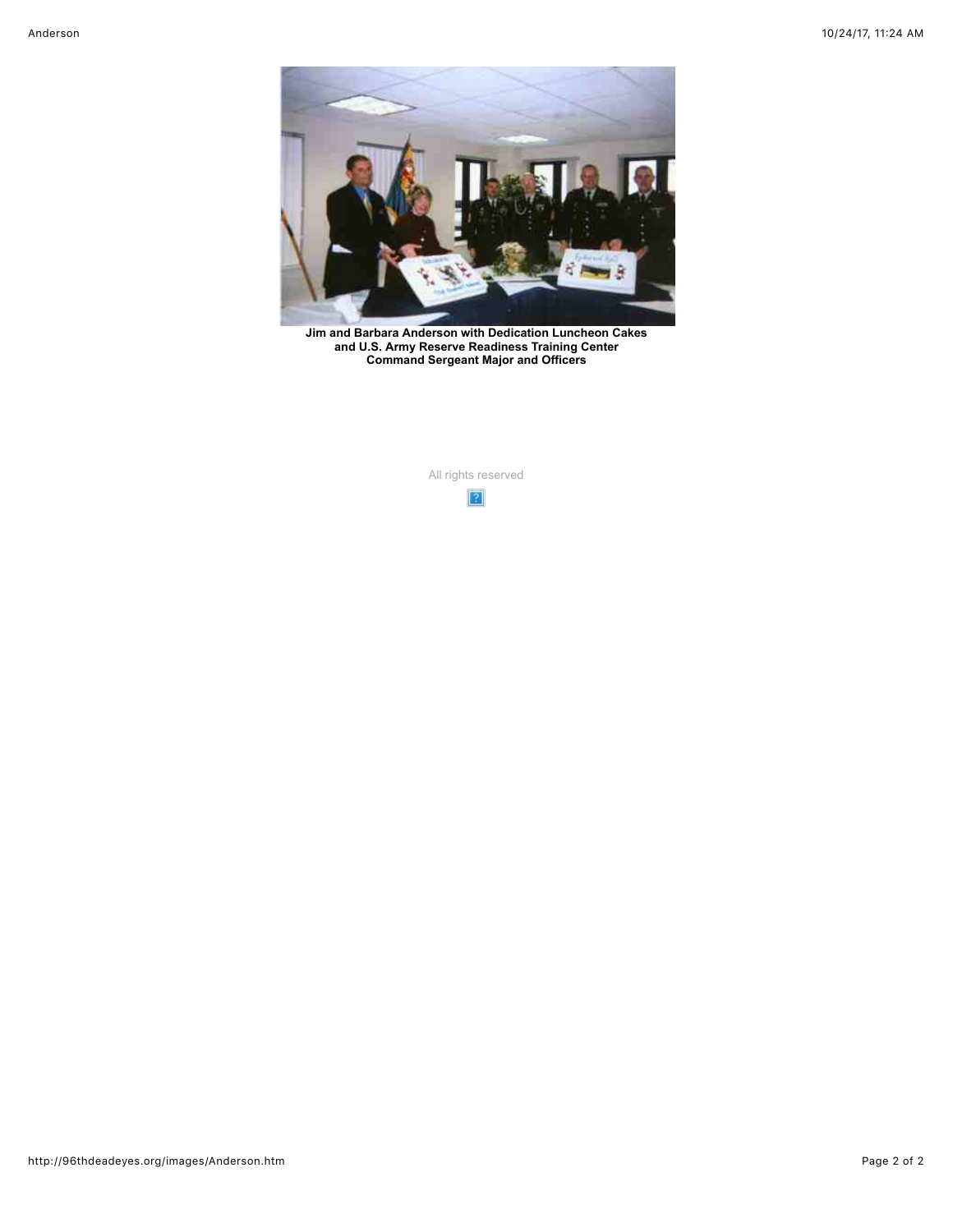**Jim and Barbara Anderson with Dedication Luncheon Cakes and U.S. Army Reserve Readiness Training Center Command Sergeant Major and Officers**

All rights reserved